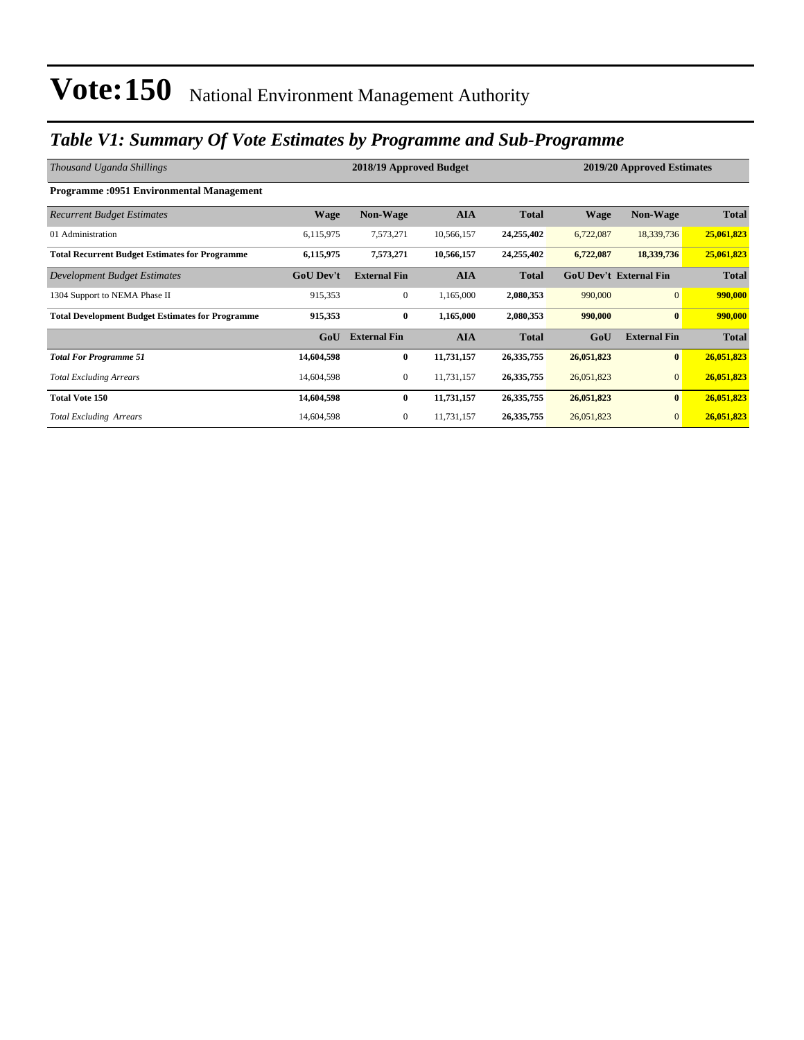# Vote:150 National Environment Management Authority

## *Table V1: Summary Of Vote Estimates by Programme and Sub-Programme*

| *Thousand Uganda Shillings* | 2018/19 Approved Budget | | | | 2019/20 Approved Estimates | | |
|---|---|---|---|---|---|---|---|
| **Programme :0951 Environmental Management** | | | | | | | |
| *Recurrent Budget Estimates* | **Wage** | **Non-Wage** | **AIA** | **Total** | **Wage** | **Non-Wage** | **Total** |
| 01 Administration | 6,115,975 | 7,573,271 | 10,566,157 | **24,255,402** | 6,722,087 | 18,339,736 | **25,061,823** |
| **Total Recurrent Budget Estimates for Programme** | **6,115,975** | **7,573,271** | **10,566,157** | **24,255,402** | **6,722,087** | **18,339,736** | **25,061,823** |
| *Development Budget Estimates* | **GoU Dev't** | **External Fin** | **AIA** | **Total** | **GoU Dev't** | **External Fin** | **Total** |
| 1304 Support to NEMA Phase II | 915,353 | 0 | 1,165,000 | **2,080,353** | 990,000 | 0 | **990,000** |
| **Total Development Budget Estimates for Programme** | **915,353** | **0** | **1,165,000** | **2,080,353** | **990,000** | **0** | **990,000** |
| | **GoU** | **External Fin** | **AIA** | **Total** | **GoU** | **External Fin** | **Total** |
| ***Total For Programme 51*** | **14,604,598** | **0** | **11,731,157** | **26,335,755** | **26,051,823** | **0** | **26,051,823** |
| *Total Excluding Arrears* | 14,604,598 | 0 | 11,731,157 | **26,335,755** | 26,051,823 | 0 | **26,051,823** |
| **Total Vote 150** | **14,604,598** | **0** | **11,731,157** | **26,335,755** | **26,051,823** | **0** | **26,051,823** |
| *Total Excluding Arrears* | 14,604,598 | 0 | 11,731,157 | **26,335,755** | 26,051,823 | 0 | **26,051,823** |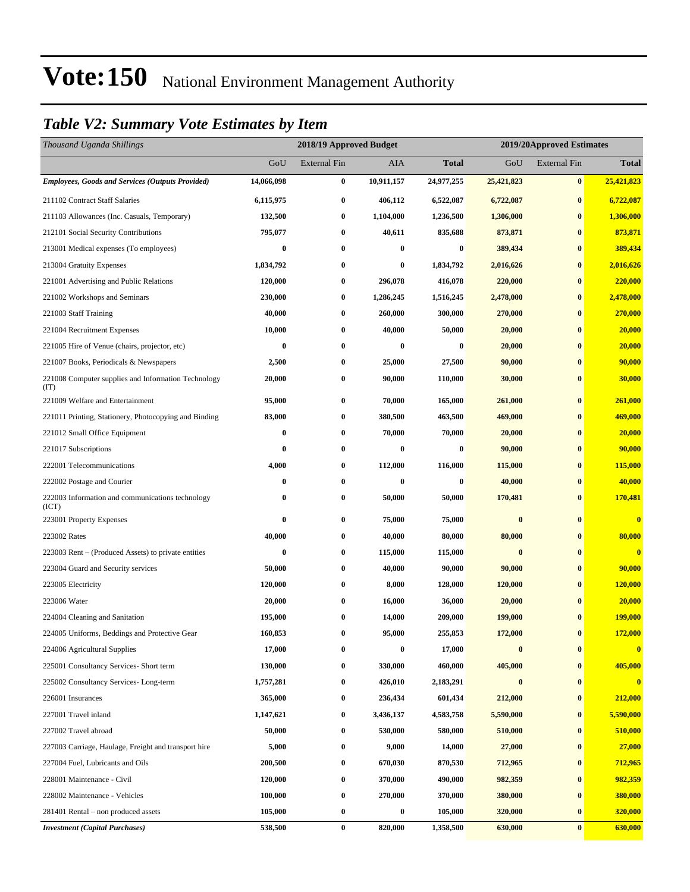# Vote:150 National Environment Management Authority

## *Table V2: Summary Vote Estimates by Item*

| *Thousand Uganda Shillings* | 2018/19 Approved Budget | | | | 2019/20Approved Estimates | | |
|---|---|---|---|---|---|---|---|
| | GoU | External Fin | AIA | **Total** | GoU | External Fin | **Total** |
| ***Employees, Goods and Services (Outputs Provided)*** | **14,066,098** | **0** | **10,911,157** | **24,977,255** | **25,421,823** | **0** | **25,421,823** |
| 211102 Contract Staff Salaries | **6,115,975** | **0** | **406,112** | **6,522,087** | **6,722,087** | **0** | **6,722,087** |
| 211103 Allowances (Inc. Casuals, Temporary) | **132,500** | **0** | **1,104,000** | **1,236,500** | **1,306,000** | **0** | **1,306,000** |
| 212101 Social Security Contributions | **795,077** | **0** | **40,611** | **835,688** | **873,871** | **0** | **873,871** |
| 213001 Medical expenses (To employees) | **0** | **0** | **0** | **0** | **389,434** | **0** | **389,434** |
| 213004 Gratuity Expenses | **1,834,792** | **0** | **0** | **1,834,792** | **2,016,626** | **0** | **2,016,626** |
| 221001 Advertising and Public Relations | **120,000** | **0** | **296,078** | **416,078** | **220,000** | **0** | **220,000** |
| 221002 Workshops and Seminars | **230,000** | **0** | **1,286,245** | **1,516,245** | **2,478,000** | **0** | **2,478,000** |
| 221003 Staff Training | **40,000** | **0** | **260,000** | **300,000** | **270,000** | **0** | **270,000** |
| 221004 Recruitment Expenses | **10,000** | **0** | **40,000** | **50,000** | **20,000** | **0** | **20,000** |
| 221005 Hire of Venue (chairs, projector, etc) | **0** | **0** | **0** | **0** | **20,000** | **0** | **20,000** |
| 221007 Books, Periodicals & Newspapers | **2,500** | **0** | **25,000** | **27,500** | **90,000** | **0** | **90,000** |
| 221008 Computer supplies and Information Technology (IT) | **20,000** | **0** | **90,000** | **110,000** | **30,000** | **0** | **30,000** |
| 221009 Welfare and Entertainment | **95,000** | **0** | **70,000** | **165,000** | **261,000** | **0** | **261,000** |
| 221011 Printing, Stationery, Photocopying and Binding | **83,000** | **0** | **380,500** | **463,500** | **469,000** | **0** | **469,000** |
| 221012 Small Office Equipment | **0** | **0** | **70,000** | **70,000** | **20,000** | **0** | **20,000** |
| 221017 Subscriptions | **0** | **0** | **0** | **0** | **90,000** | **0** | **90,000** |
| 222001 Telecommunications | **4,000** | **0** | **112,000** | **116,000** | **115,000** | **0** | **115,000** |
| 222002 Postage and Courier | **0** | **0** | **0** | **0** | **40,000** | **0** | **40,000** |
| 222003 Information and communications technology (ICT) | **0** | **0** | **50,000** | **50,000** | **170,481** | **0** | **170,481** |
| 223001 Property Expenses | **0** | **0** | **75,000** | **75,000** | **0** | **0** | **0** |
| 223002 Rates | **40,000** | **0** | **40,000** | **80,000** | **80,000** | **0** | **80,000** |
| 223003 Rent – (Produced Assets) to private entities | **0** | **0** | **115,000** | **115,000** | **0** | **0** | **0** |
| 223004 Guard and Security services | **50,000** | **0** | **40,000** | **90,000** | **90,000** | **0** | **90,000** |
| 223005 Electricity | **120,000** | **0** | **8,000** | **128,000** | **120,000** | **0** | **120,000** |
| 223006 Water | **20,000** | **0** | **16,000** | **36,000** | **20,000** | **0** | **20,000** |
| 224004 Cleaning and Sanitation | **195,000** | **0** | **14,000** | **209,000** | **199,000** | **0** | **199,000** |
| 224005 Uniforms, Beddings and Protective Gear | **160,853** | **0** | **95,000** | **255,853** | **172,000** | **0** | **172,000** |
| 224006 Agricultural Supplies | **17,000** | **0** | **0** | **17,000** | **0** | **0** | **0** |
| 225001 Consultancy Services- Short term | **130,000** | **0** | **330,000** | **460,000** | **405,000** | **0** | **405,000** |
| 225002 Consultancy Services- Long-term | **1,757,281** | **0** | **426,010** | **2,183,291** | **0** | **0** | **0** |
| 226001 Insurances | **365,000** | **0** | **236,434** | **601,434** | **212,000** | **0** | **212,000** |
| 227001 Travel inland | **1,147,621** | **0** | **3,436,137** | **4,583,758** | **5,590,000** | **0** | **5,590,000** |
| 227002 Travel abroad | **50,000** | **0** | **530,000** | **580,000** | **510,000** | **0** | **510,000** |
| 227003 Carriage, Haulage, Freight and transport hire | **5,000** | **0** | **9,000** | **14,000** | **27,000** | **0** | **27,000** |
| 227004 Fuel, Lubricants and Oils | **200,500** | **0** | **670,030** | **870,530** | **712,965** | **0** | **712,965** |
| 228001 Maintenance - Civil | **120,000** | **0** | **370,000** | **490,000** | **982,359** | **0** | **982,359** |
| 228002 Maintenance - Vehicles | **100,000** | **0** | **270,000** | **370,000** | **380,000** | **0** | **380,000** |
| 281401 Rental – non produced assets | **105,000** | **0** | **0** | **105,000** | **320,000** | **0** | **320,000** |
| ***Investment (Capital Purchases)*** | **538,500** | **0** | **820,000** | **1,358,500** | **630,000** | **0** | **630,000** |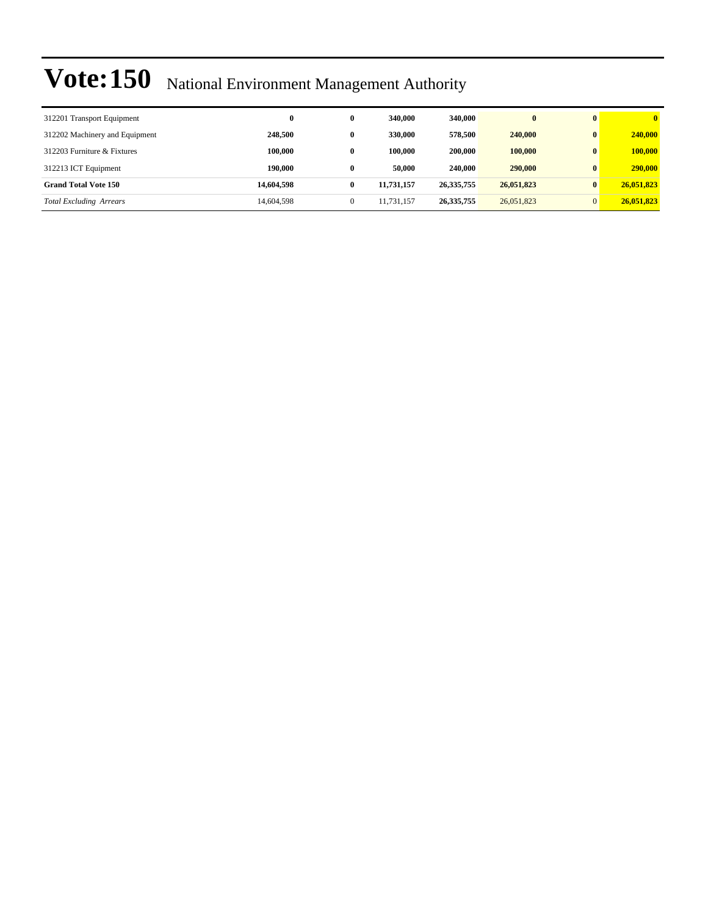# Vote:150 National Environment Management Authority

| | | | | | | | |
|---|---|---|---|---|---|---|---|
| 312201 Transport Equipment | **0** | **0** | **340,000** | **340,000** | **0** | **0** | **0** |
| 312202 Machinery and Equipment | **248,500** | **0** | **330,000** | **578,500** | **240,000** | **0** | **240,000** |
| 312203 Furniture & Fixtures | **100,000** | **0** | **100,000** | **200,000** | **100,000** | **0** | **100,000** |
| 312213 ICT Equipment | **190,000** | **0** | **50,000** | **240,000** | **290,000** | **0** | **290,000** |
| **Grand Total Vote 150** | **14,604,598** | **0** | **11,731,157** | **26,335,755** | **26,051,823** | **0** | **26,051,823** |
| *Total Excluding Arrears* | 14,604,598 | 0 | 11,731,157 | **26,335,755** | 26,051,823 | 0 | **26,051,823** |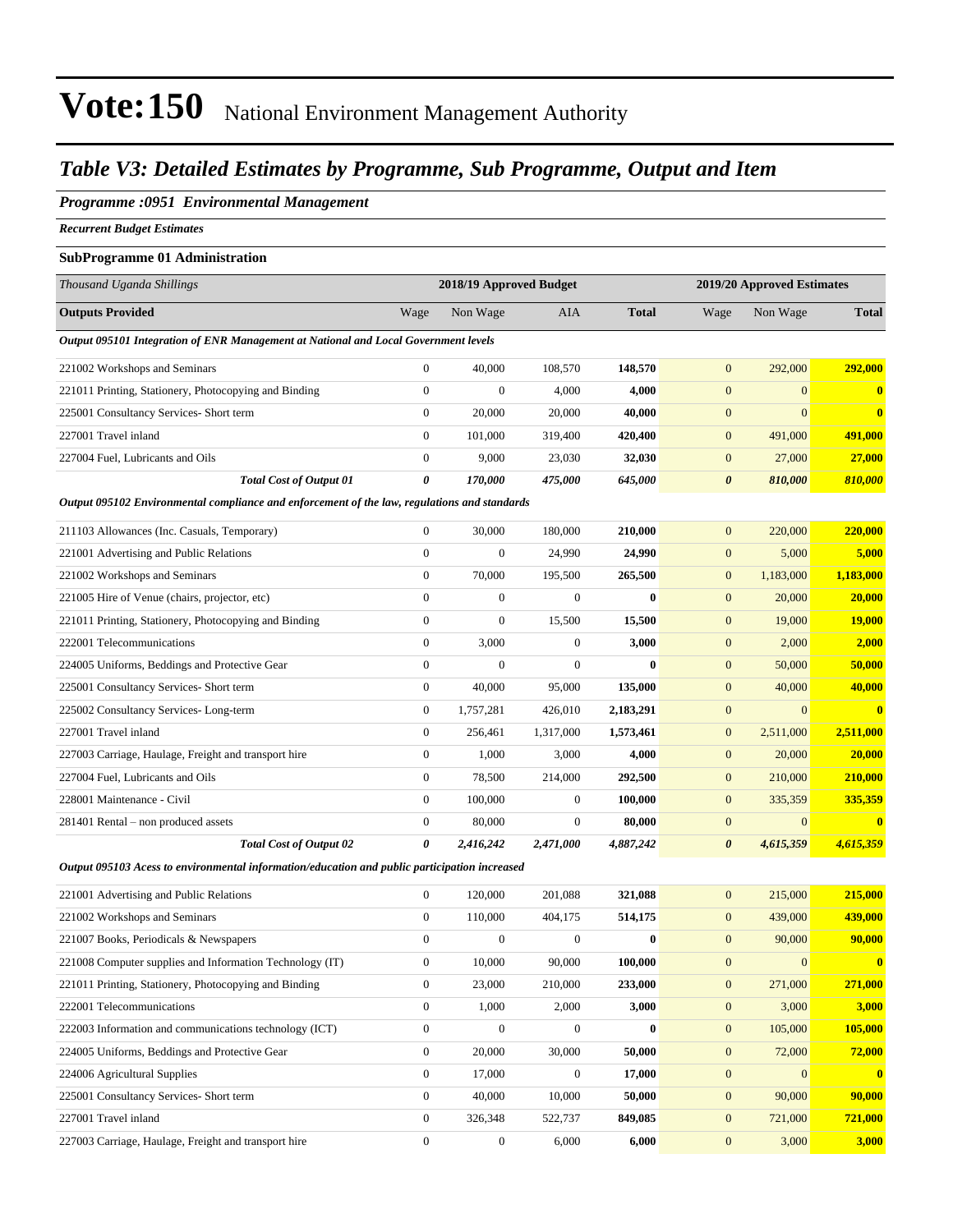# Vote:150 National Environment Management Authority

## *Table V3: Detailed Estimates by Programme, Sub Programme, Output and Item*

### *Programme :0951 Environmental Management*

***Recurrent Budget Estimates***

**SubProgramme 01 Administration**

| *Thousand Uganda Shillings* | 2018/19 Approved Budget | | | | 2019/20 Approved Estimates | | |
|---|---|---|---|---|---|---|---|
| **Outputs Provided** | Wage | Non Wage | AIA | **Total** | Wage | Non Wage | **Total** |
| ***Output 095101 Integration of ENR Management at National and Local Government levels*** | | | | | | | |
| 221002 Workshops and Seminars | 0 | 40,000 | 108,570 | **148,570** | 0 | 292,000 | **292,000** |
| 221011 Printing, Stationery, Photocopying and Binding | 0 | 0 | 4,000 | **4,000** | 0 | 0 | **0** |
| 225001 Consultancy Services- Short term | 0 | 20,000 | 20,000 | **40,000** | 0 | 0 | **0** |
| 227001 Travel inland | 0 | 101,000 | 319,400 | **420,400** | 0 | 491,000 | **491,000** |
| 227004 Fuel, Lubricants and Oils | 0 | 9,000 | 23,030 | **32,030** | 0 | 27,000 | **27,000** |
| ***Total Cost of Output 01*** | ***0*** | ***170,000*** | ***475,000*** | ***645,000*** | ***0*** | ***810,000*** | ***810,000*** |
| ***Output 095102 Environmental compliance and enforcement of the law, regulations and standards*** | | | | | | | |
| 211103 Allowances (Inc. Casuals, Temporary) | 0 | 30,000 | 180,000 | **210,000** | 0 | 220,000 | **220,000** |
| 221001 Advertising and Public Relations | 0 | 0 | 24,990 | **24,990** | 0 | 5,000 | **5,000** |
| 221002 Workshops and Seminars | 0 | 70,000 | 195,500 | **265,500** | 0 | 1,183,000 | **1,183,000** |
| 221005 Hire of Venue (chairs, projector, etc) | 0 | 0 | 0 | **0** | 0 | 20,000 | **20,000** |
| 221011 Printing, Stationery, Photocopying and Binding | 0 | 0 | 15,500 | **15,500** | 0 | 19,000 | **19,000** |
| 222001 Telecommunications | 0 | 3,000 | 0 | **3,000** | 0 | 2,000 | **2,000** |
| 224005 Uniforms, Beddings and Protective Gear | 0 | 0 | 0 | **0** | 0 | 50,000 | **50,000** |
| 225001 Consultancy Services- Short term | 0 | 40,000 | 95,000 | **135,000** | 0 | 40,000 | **40,000** |
| 225002 Consultancy Services- Long-term | 0 | 1,757,281 | 426,010 | **2,183,291** | 0 | 0 | **0** |
| 227001 Travel inland | 0 | 256,461 | 1,317,000 | **1,573,461** | 0 | 2,511,000 | **2,511,000** |
| 227003 Carriage, Haulage, Freight and transport hire | 0 | 1,000 | 3,000 | **4,000** | 0 | 20,000 | **20,000** |
| 227004 Fuel, Lubricants and Oils | 0 | 78,500 | 214,000 | **292,500** | 0 | 210,000 | **210,000** |
| 228001 Maintenance - Civil | 0 | 100,000 | 0 | **100,000** | 0 | 335,359 | **335,359** |
| 281401 Rental – non produced assets | 0 | 80,000 | 0 | **80,000** | 0 | 0 | **0** |
| ***Total Cost of Output 02*** | ***0*** | ***2,416,242*** | ***2,471,000*** | ***4,887,242*** | ***0*** | ***4,615,359*** | ***4,615,359*** |
| ***Output 095103 Acess to environmental information/education and public participation increased*** | | | | | | | |
| 221001 Advertising and Public Relations | 0 | 120,000 | 201,088 | **321,088** | 0 | 215,000 | **215,000** |
| 221002 Workshops and Seminars | 0 | 110,000 | 404,175 | **514,175** | 0 | 439,000 | **439,000** |
| 221007 Books, Periodicals & Newspapers | 0 | 0 | 0 | **0** | 0 | 90,000 | **90,000** |
| 221008 Computer supplies and Information Technology (IT) | 0 | 10,000 | 90,000 | **100,000** | 0 | 0 | **0** |
| 221011 Printing, Stationery, Photocopying and Binding | 0 | 23,000 | 210,000 | **233,000** | 0 | 271,000 | **271,000** |
| 222001 Telecommunications | 0 | 1,000 | 2,000 | **3,000** | 0 | 3,000 | **3,000** |
| 222003 Information and communications technology (ICT) | 0 | 0 | 0 | **0** | 0 | 105,000 | **105,000** |
| 224005 Uniforms, Beddings and Protective Gear | 0 | 20,000 | 30,000 | **50,000** | 0 | 72,000 | **72,000** |
| 224006 Agricultural Supplies | 0 | 17,000 | 0 | **17,000** | 0 | 0 | **0** |
| 225001 Consultancy Services- Short term | 0 | 40,000 | 10,000 | **50,000** | 0 | 90,000 | **90,000** |
| 227001 Travel inland | 0 | 326,348 | 522,737 | **849,085** | 0 | 721,000 | **721,000** |
| 227003 Carriage, Haulage, Freight and transport hire | 0 | 0 | 6,000 | **6,000** | 0 | 3,000 | **3,000** |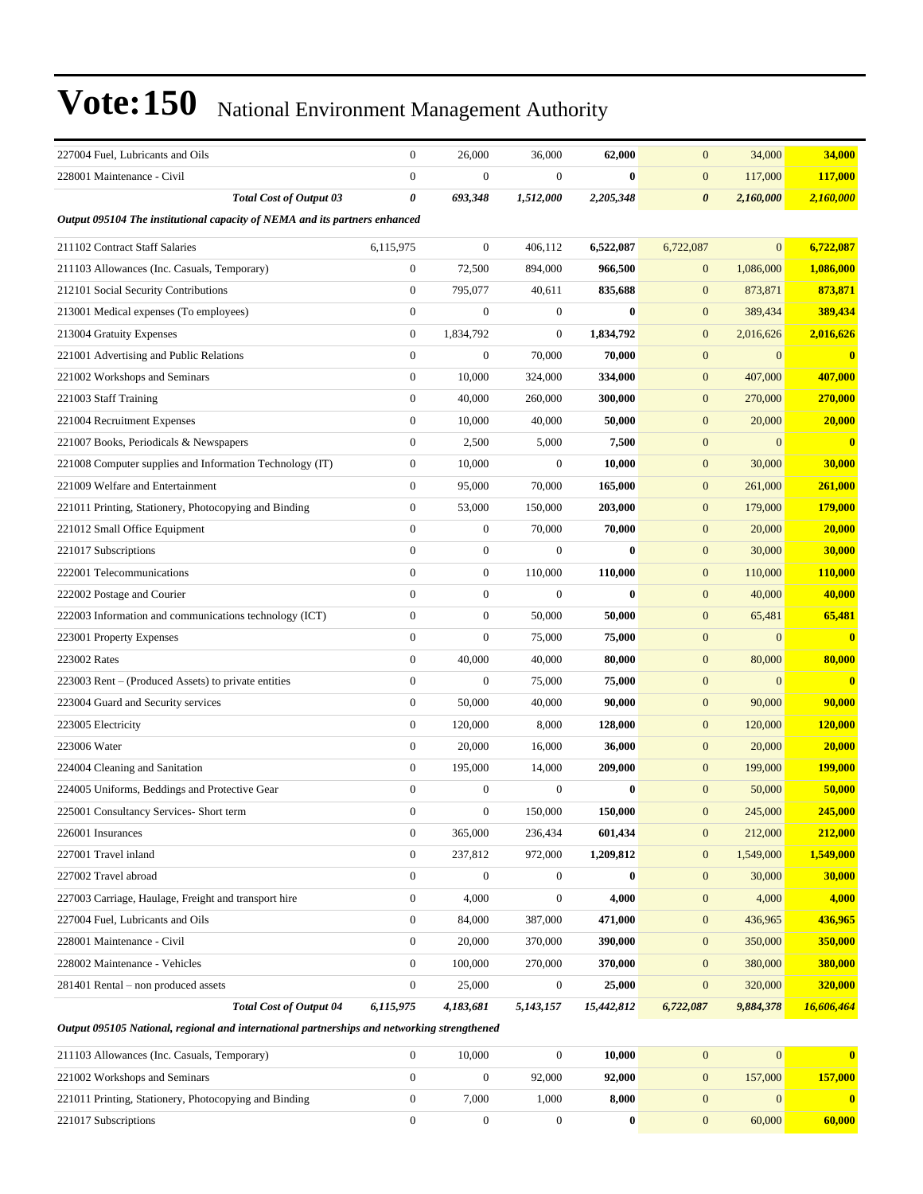# Vote:150 National Environment Management Authority

| | | | | | | | |
|---|---|---|---|---|---|---|---|
| 227004 Fuel, Lubricants and Oils | 0 | 26,000 | 36,000 | **62,000** | 0 | 34,000 | **34,000** |
| 228001 Maintenance - Civil | 0 | 0 | 0 | **0** | 0 | 117,000 | **117,000** |
| ***Total Cost of Output 03*** | ***0*** | ***693,348*** | ***1,512,000*** | ***2,205,348*** | ***0*** | ***2,160,000*** | ***2,160,000*** |
| ***Output 095104 The institutional capacity of NEMA and its partners enhanced*** | | | | | | | |
| 211102 Contract Staff Salaries | 6,115,975 | 0 | 406,112 | **6,522,087** | 6,722,087 | 0 | **6,722,087** |
| 211103 Allowances (Inc. Casuals, Temporary) | 0 | 72,500 | 894,000 | **966,500** | 0 | 1,086,000 | **1,086,000** |
| 212101 Social Security Contributions | 0 | 795,077 | 40,611 | **835,688** | 0 | 873,871 | **873,871** |
| 213001 Medical expenses (To employees) | 0 | 0 | 0 | **0** | 0 | 389,434 | **389,434** |
| 213004 Gratuity Expenses | 0 | 1,834,792 | 0 | **1,834,792** | 0 | 2,016,626 | **2,016,626** |
| 221001 Advertising and Public Relations | 0 | 0 | 70,000 | **70,000** | 0 | 0 | **0** |
| 221002 Workshops and Seminars | 0 | 10,000 | 324,000 | **334,000** | 0 | 407,000 | **407,000** |
| 221003 Staff Training | 0 | 40,000 | 260,000 | **300,000** | 0 | 270,000 | **270,000** |
| 221004 Recruitment Expenses | 0 | 10,000 | 40,000 | **50,000** | 0 | 20,000 | **20,000** |
| 221007 Books, Periodicals & Newspapers | 0 | 2,500 | 5,000 | **7,500** | 0 | 0 | **0** |
| 221008 Computer supplies and Information Technology (IT) | 0 | 10,000 | 0 | **10,000** | 0 | 30,000 | **30,000** |
| 221009 Welfare and Entertainment | 0 | 95,000 | 70,000 | **165,000** | 0 | 261,000 | **261,000** |
| 221011 Printing, Stationery, Photocopying and Binding | 0 | 53,000 | 150,000 | **203,000** | 0 | 179,000 | **179,000** |
| 221012 Small Office Equipment | 0 | 0 | 70,000 | **70,000** | 0 | 20,000 | **20,000** |
| 221017 Subscriptions | 0 | 0 | 0 | **0** | 0 | 30,000 | **30,000** |
| 222001 Telecommunications | 0 | 0 | 110,000 | **110,000** | 0 | 110,000 | **110,000** |
| 222002 Postage and Courier | 0 | 0 | 0 | **0** | 0 | 40,000 | **40,000** |
| 222003 Information and communications technology (ICT) | 0 | 0 | 50,000 | **50,000** | 0 | 65,481 | **65,481** |
| 223001 Property Expenses | 0 | 0 | 75,000 | **75,000** | 0 | 0 | **0** |
| 223002 Rates | 0 | 40,000 | 40,000 | **80,000** | 0 | 80,000 | **80,000** |
| 223003 Rent – (Produced Assets) to private entities | 0 | 0 | 75,000 | **75,000** | 0 | 0 | **0** |
| 223004 Guard and Security services | 0 | 50,000 | 40,000 | **90,000** | 0 | 90,000 | **90,000** |
| 223005 Electricity | 0 | 120,000 | 8,000 | **128,000** | 0 | 120,000 | **120,000** |
| 223006 Water | 0 | 20,000 | 16,000 | **36,000** | 0 | 20,000 | **20,000** |
| 224004 Cleaning and Sanitation | 0 | 195,000 | 14,000 | **209,000** | 0 | 199,000 | **199,000** |
| 224005 Uniforms, Beddings and Protective Gear | 0 | 0 | 0 | **0** | 0 | 50,000 | **50,000** |
| 225001 Consultancy Services- Short term | 0 | 0 | 150,000 | **150,000** | 0 | 245,000 | **245,000** |
| 226001 Insurances | 0 | 365,000 | 236,434 | **601,434** | 0 | 212,000 | **212,000** |
| 227001 Travel inland | 0 | 237,812 | 972,000 | **1,209,812** | 0 | 1,549,000 | **1,549,000** |
| 227002 Travel abroad | 0 | 0 | 0 | **0** | 0 | 30,000 | **30,000** |
| 227003 Carriage, Haulage, Freight and transport hire | 0 | 4,000 | 0 | **4,000** | 0 | 4,000 | **4,000** |
| 227004 Fuel, Lubricants and Oils | 0 | 84,000 | 387,000 | **471,000** | 0 | 436,965 | **436,965** |
| 228001 Maintenance - Civil | 0 | 20,000 | 370,000 | **390,000** | 0 | 350,000 | **350,000** |
| 228002 Maintenance - Vehicles | 0 | 100,000 | 270,000 | **370,000** | 0 | 380,000 | **380,000** |
| 281401 Rental – non produced assets | 0 | 25,000 | 0 | **25,000** | 0 | 320,000 | **320,000** |
| ***Total Cost of Output 04*** | ***6,115,975*** | ***4,183,681*** | ***5,143,157*** | ***15,442,812*** | ***6,722,087*** | ***9,884,378*** | ***16,606,464*** |
| ***Output 095105 National, regional and international partnerships and networking strengthened*** | | | | | | | |
| 211103 Allowances (Inc. Casuals, Temporary) | 0 | 10,000 | 0 | **10,000** | 0 | 0 | **0** |
| 221002 Workshops and Seminars | 0 | 0 | 92,000 | **92,000** | 0 | 157,000 | **157,000** |
| 221011 Printing, Stationery, Photocopying and Binding | 0 | 7,000 | 1,000 | **8,000** | 0 | 0 | **0** |
| 221017 Subscriptions | 0 | 0 | 0 | **0** | 0 | 60,000 | **60,000** |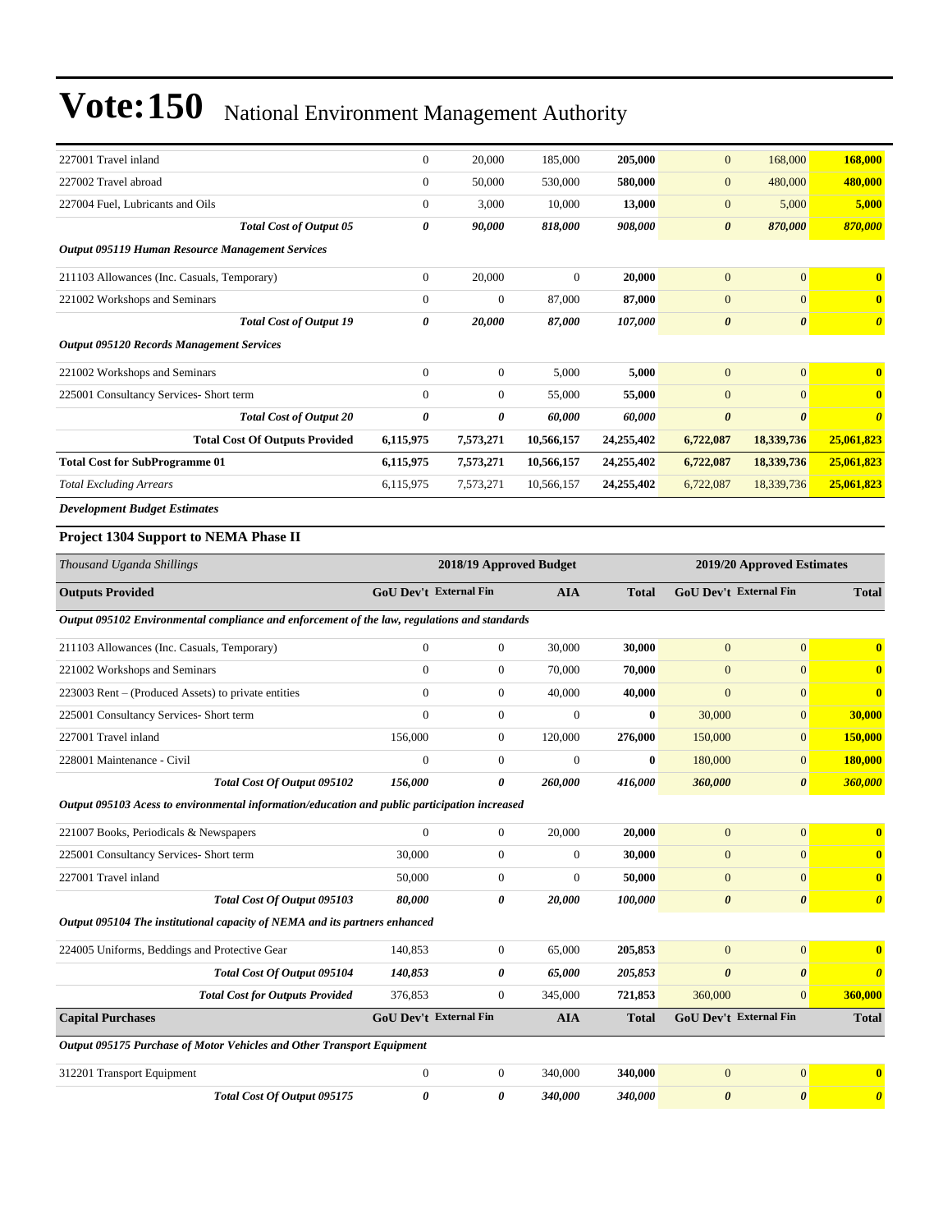# Vote:150 National Environment Management Authority

| | | | | | | | |
|---|---|---|---|---|---|---|---|
| 227001 Travel inland | 0 | 20,000 | 185,000 | **205,000** | 0 | 168,000 | **168,000** |
| 227002 Travel abroad | 0 | 50,000 | 530,000 | **580,000** | 0 | 480,000 | **480,000** |
| 227004 Fuel, Lubricants and Oils | 0 | 3,000 | 10,000 | **13,000** | 0 | 5,000 | **5,000** |
| ***Total Cost of Output 05*** | ***0*** | ***90,000*** | ***818,000*** | ***908,000*** | ***0*** | ***870,000*** | ***870,000*** |
| ***Output 095119 Human Resource Management Services*** | | | | | | | |
| 211103 Allowances (Inc. Casuals, Temporary) | 0 | 20,000 | 0 | **20,000** | 0 | 0 | **0** |
| 221002 Workshops and Seminars | 0 | 0 | 87,000 | **87,000** | 0 | 0 | **0** |
| ***Total Cost of Output 19*** | ***0*** | ***20,000*** | ***87,000*** | ***107,000*** | ***0*** | ***0*** | ***0*** |
| ***Output 095120 Records Management Services*** | | | | | | | |
| 221002 Workshops and Seminars | 0 | 0 | 5,000 | **5,000** | 0 | 0 | **0** |
| 225001 Consultancy Services- Short term | 0 | 0 | 55,000 | **55,000** | 0 | 0 | **0** |
| ***Total Cost of Output 20*** | ***0*** | ***0*** | ***60,000*** | ***60,000*** | ***0*** | ***0*** | ***0*** |
| **Total Cost Of Outputs Provided** | **6,115,975** | **7,573,271** | **10,566,157** | **24,255,402** | **6,722,087** | **18,339,736** | **25,061,823** |
| **Total Cost for SubProgramme 01** | **6,115,975** | **7,573,271** | **10,566,157** | **24,255,402** | **6,722,087** | **18,339,736** | **25,061,823** |
| *Total Excluding Arrears* | 6,115,975 | 7,573,271 | 10,566,157 | **24,255,402** | 6,722,087 | 18,339,736 | **25,061,823** |

***Development Budget Estimates***

### Project 1304 Support to NEMA Phase II

| *Thousand Uganda Shillings* | 2018/19 Approved Budget | | | | 2019/20 Approved Estimates | | |
|---|---|---|---|---|---|---|---|
| **Outputs Provided** | **GoU Dev't** | **External Fin** | **AIA** | **Total** | **GoU Dev't** | **External Fin** | **Total** |
| ***Output 095102 Environmental compliance and enforcement of the law, regulations and standards*** | | | | | | | |
| 211103 Allowances (Inc. Casuals, Temporary) | 0 | 0 | 30,000 | **30,000** | 0 | 0 | **0** |
| 221002 Workshops and Seminars | 0 | 0 | 70,000 | **70,000** | 0 | 0 | **0** |
| 223003 Rent – (Produced Assets) to private entities | 0 | 0 | 40,000 | **40,000** | 0 | 0 | **0** |
| 225001 Consultancy Services- Short term | 0 | 0 | 0 | **0** | 30,000 | 0 | **30,000** |
| 227001 Travel inland | 156,000 | 0 | 120,000 | **276,000** | 150,000 | 0 | **150,000** |
| 228001 Maintenance - Civil | 0 | 0 | 0 | **0** | 180,000 | 0 | **180,000** |
| ***Total Cost Of Output 095102*** | ***156,000*** | ***0*** | ***260,000*** | ***416,000*** | ***360,000*** | ***0*** | ***360,000*** |
| ***Output 095103 Acess to environmental information/education and public participation increased*** | | | | | | | |
| 221007 Books, Periodicals & Newspapers | 0 | 0 | 20,000 | **20,000** | 0 | 0 | **0** |
| 225001 Consultancy Services- Short term | 30,000 | 0 | 0 | **30,000** | 0 | 0 | **0** |
| 227001 Travel inland | 50,000 | 0 | 0 | **50,000** | 0 | 0 | **0** |
| ***Total Cost Of Output 095103*** | ***80,000*** | ***0*** | ***20,000*** | ***100,000*** | ***0*** | ***0*** | ***0*** |
| ***Output 095104 The institutional capacity of NEMA and its partners enhanced*** | | | | | | | |
| 224005 Uniforms, Beddings and Protective Gear | 140,853 | 0 | 65,000 | **205,853** | 0 | 0 | **0** |
| ***Total Cost Of Output 095104*** | ***140,853*** | ***0*** | ***65,000*** | ***205,853*** | ***0*** | ***0*** | ***0*** |
| ***Total Cost for Outputs Provided*** | 376,853 | 0 | 345,000 | **721,853** | 360,000 | 0 | **360,000** |
| **Capital Purchases** | **GoU Dev't** | **External Fin** | **AIA** | **Total** | **GoU Dev't** | **External Fin** | **Total** |
| ***Output 095175 Purchase of Motor Vehicles and Other Transport Equipment*** | | | | | | | |
| 312201 Transport Equipment | 0 | 0 | 340,000 | **340,000** | 0 | 0 | **0** |
| ***Total Cost Of Output 095175*** | ***0*** | ***0*** | ***340,000*** | ***340,000*** | ***0*** | ***0*** | ***0*** |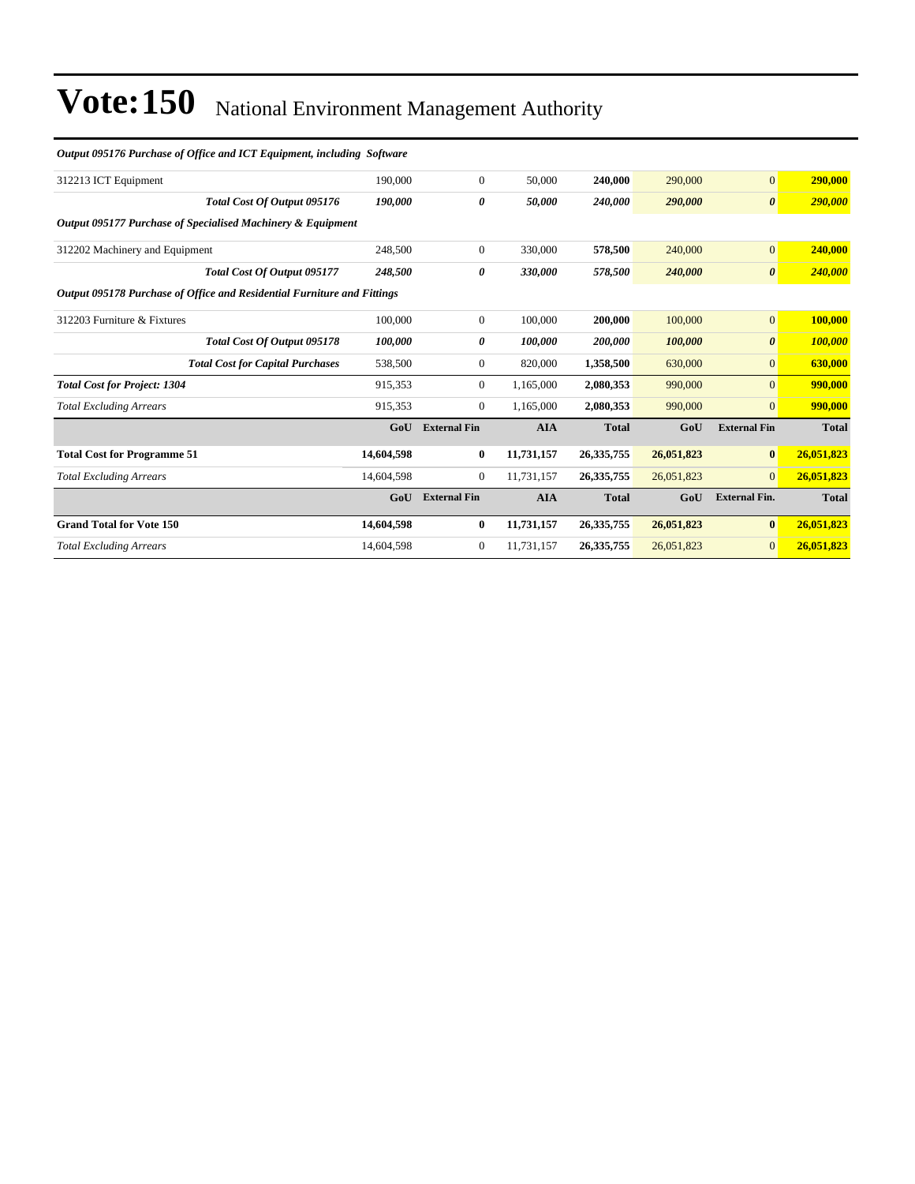# Vote:150 National Environment Management Authority

| | | | | | | | |
|---|---|---|---|---|---|---|---|
| ***Output 095176 Purchase of Office and ICT Equipment, including Software*** | | | | | | | |
| 312213 ICT Equipment | 190,000 | 0 | 50,000 | **240,000** | 290,000 | 0 | **290,000** |
| ***Total Cost Of Output 095176*** | ***190,000*** | ***0*** | ***50,000*** | ***240,000*** | ***290,000*** | ***0*** | ***290,000*** |
| ***Output 095177 Purchase of Specialised Machinery & Equipment*** | | | | | | | |
| 312202 Machinery and Equipment | 248,500 | 0 | 330,000 | **578,500** | 240,000 | 0 | **240,000** |
| ***Total Cost Of Output 095177*** | ***248,500*** | ***0*** | ***330,000*** | ***578,500*** | ***240,000*** | ***0*** | ***240,000*** |
| ***Output 095178 Purchase of Office and Residential Furniture and Fittings*** | | | | | | | |
| 312203 Furniture & Fixtures | 100,000 | 0 | 100,000 | **200,000** | 100,000 | 0 | **100,000** |
| ***Total Cost Of Output 095178*** | ***100,000*** | ***0*** | ***100,000*** | ***200,000*** | ***100,000*** | ***0*** | ***100,000*** |
| ***Total Cost for Capital Purchases*** | 538,500 | 0 | 820,000 | **1,358,500** | 630,000 | 0 | **630,000** |
| ***Total Cost for Project: 1304*** | 915,353 | 0 | 1,165,000 | **2,080,353** | 990,000 | 0 | **990,000** |
| *Total Excluding Arrears* | 915,353 | 0 | 1,165,000 | **2,080,353** | 990,000 | 0 | **990,000** |
| | **GoU** | **External Fin** | **AIA** | **Total** | **GoU** | **External Fin** | **Total** |
| **Total Cost for Programme 51** | **14,604,598** | **0** | **11,731,157** | **26,335,755** | **26,051,823** | **0** | **26,051,823** |
| *Total Excluding Arrears* | 14,604,598 | 0 | 11,731,157 | **26,335,755** | 26,051,823 | 0 | **26,051,823** |
| | **GoU** | **External Fin** | **AIA** | **Total** | **GoU** | **External Fin.** | **Total** |
| **Grand Total for Vote 150** | **14,604,598** | **0** | **11,731,157** | **26,335,755** | **26,051,823** | **0** | **26,051,823** |
| *Total Excluding Arrears* | 14,604,598 | 0 | 11,731,157 | **26,335,755** | 26,051,823 | 0 | **26,051,823** |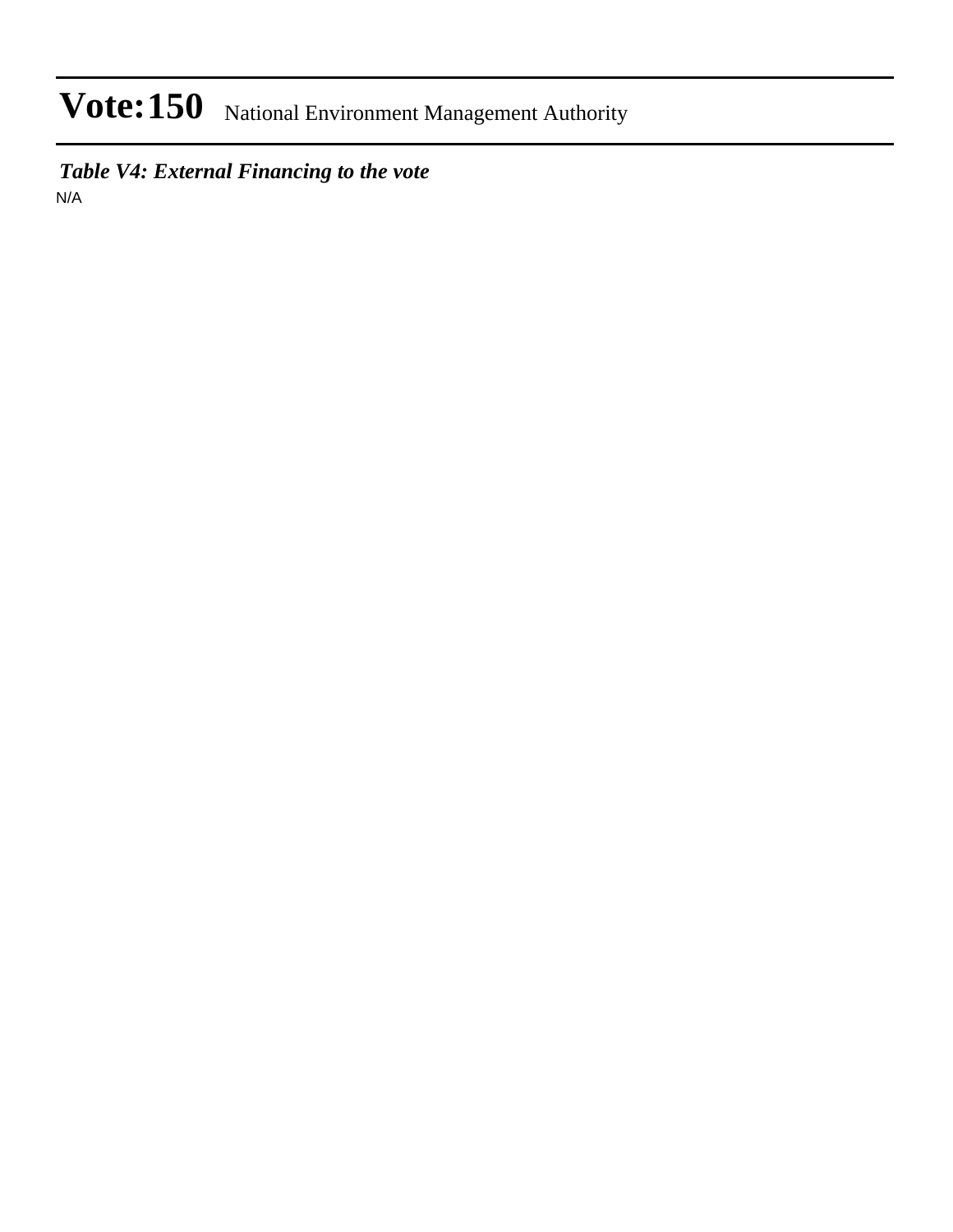# Vote:150 National Environment Management Authority

***Table V4: External Financing to the vote***

N/A